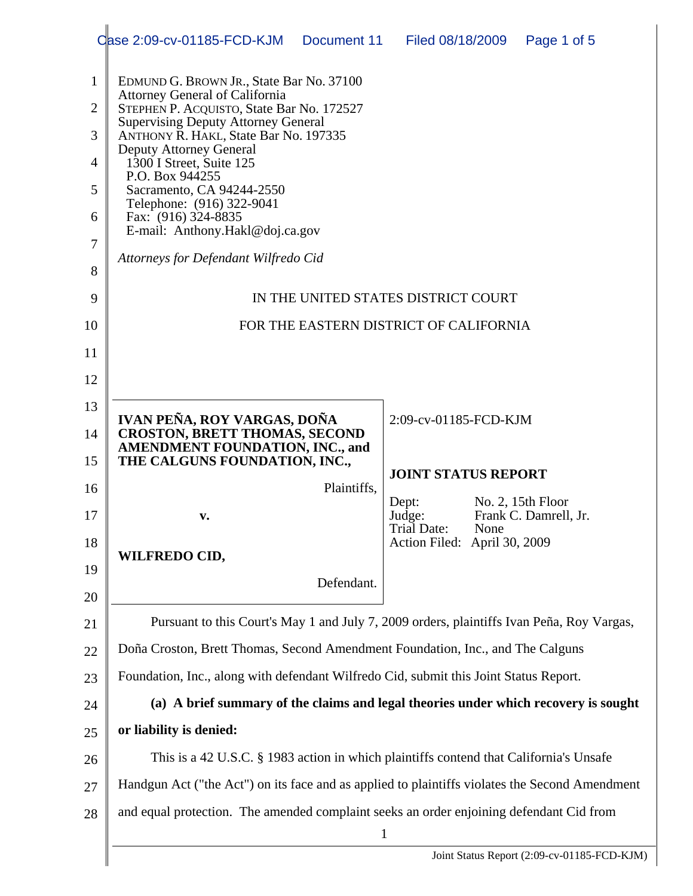EDMUND G. BROWN JR., State Bar No. 37100
Attorney General of California
STEPHEN P. ACQUISTO, State Bar No. 172527
Supervising Deputy Attorney General
ANTHONY R. HAKL, State Bar No. 197335
Deputy Attorney General
1300 I Street, Suite 125
P.O. Box 944255
Sacramento, CA 94244-2550
Telephone: (916) 322-9041
Fax: (916) 324-8835
E-mail: Anthony.Hakl@doj.ca.gov

*Attorneys for Defendant Wilfredo Cid*

IN THE UNITED STATES DISTRICT COURT

FOR THE EASTERN DISTRICT OF CALIFORNIA

| | |
|---|---|
| **IVAN PEÑA, ROY VARGAS, DOÑA CROSTON, BRETT THOMAS, SECOND AMENDMENT FOUNDATION, INC., and THE CALGUNS FOUNDATION, INC.,** Plaintiffs, v. **WILFREDO CID,** Defendant. | 2:09-cv-01185-FCD-KJM **JOINT STATUS REPORT** Dept: No. 2, 15th Floor Judge: Frank C. Damrell, Jr. Trial Date: None Action Filed: April 30, 2009 |

Pursuant to this Court's May 1 and July 7, 2009 orders, plaintiffs Ivan Peña, Roy Vargas, Doña Croston, Brett Thomas, Second Amendment Foundation, Inc., and The Calguns Foundation, Inc., along with defendant Wilfredo Cid, submit this Joint Status Report.

**(a) A brief summary of the claims and legal theories under which recovery is sought or liability is denied:**

This is a 42 U.S.C. § 1983 action in which plaintiffs contend that California's Unsafe Handgun Act ("the Act") on its face and as applied to plaintiffs violates the Second Amendment and equal protection. The amended complaint seeks an order enjoining defendant Cid from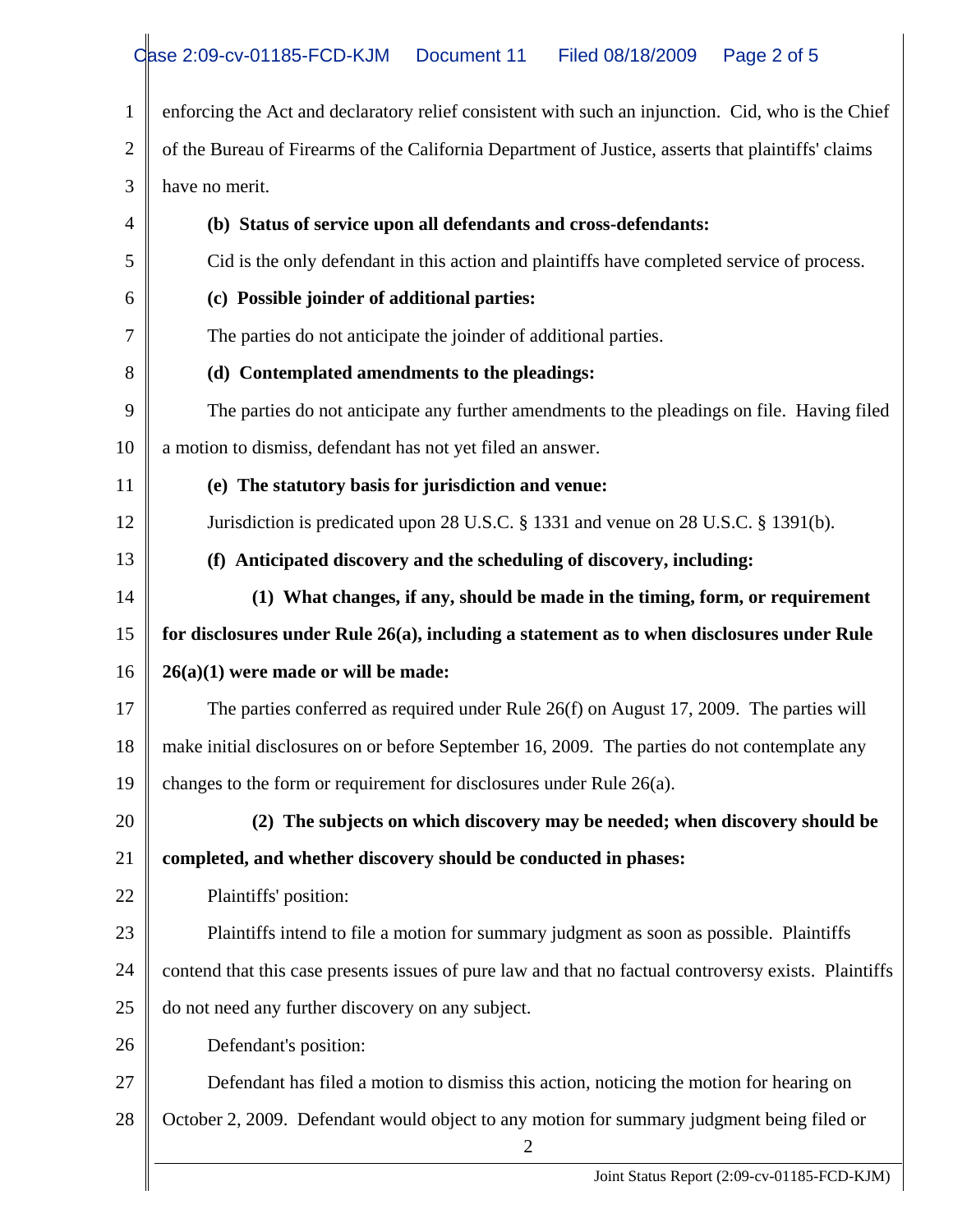enforcing the Act and declaratory relief consistent with such an injunction. Cid, who is the Chief of the Bureau of Firearms of the California Department of Justice, asserts that plaintiffs' claims have no merit.

**(b) Status of service upon all defendants and cross-defendants:**

Cid is the only defendant in this action and plaintiffs have completed service of process.

**(c) Possible joinder of additional parties:**

The parties do not anticipate the joinder of additional parties.

**(d) Contemplated amendments to the pleadings:**

The parties do not anticipate any further amendments to the pleadings on file. Having filed a motion to dismiss, defendant has not yet filed an answer.

**(e) The statutory basis for jurisdiction and venue:**

Jurisdiction is predicated upon 28 U.S.C. § 1331 and venue on 28 U.S.C. § 1391(b).

**(f) Anticipated discovery and the scheduling of discovery, including:**

**(1) What changes, if any, should be made in the timing, form, or requirement for disclosures under Rule 26(a), including a statement as to when disclosures under Rule 26(a)(1) were made or will be made:**

The parties conferred as required under Rule 26(f) on August 17, 2009. The parties will make initial disclosures on or before September 16, 2009. The parties do not contemplate any changes to the form or requirement for disclosures under Rule 26(a).

**(2) The subjects on which discovery may be needed; when discovery should be completed, and whether discovery should be conducted in phases:**

Plaintiffs' position:

Plaintiffs intend to file a motion for summary judgment as soon as possible. Plaintiffs contend that this case presents issues of pure law and that no factual controversy exists. Plaintiffs do not need any further discovery on any subject.

Defendant's position:

Defendant has filed a motion to dismiss this action, noticing the motion for hearing on October 2, 2009. Defendant would object to any motion for summary judgment being filed or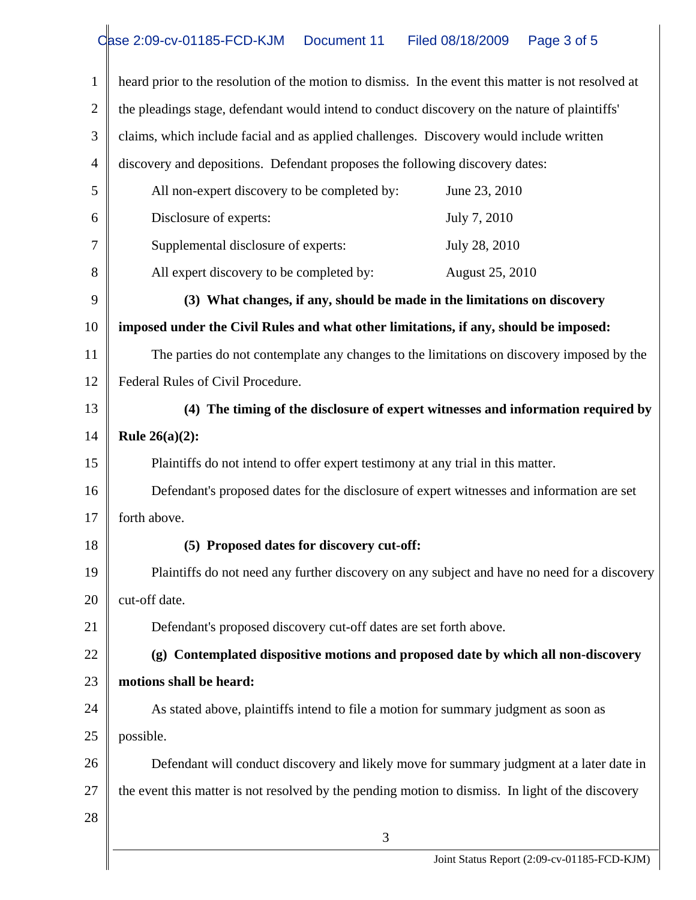heard prior to the resolution of the motion to dismiss. In the event this matter is not resolved at the pleadings stage, defendant would intend to conduct discovery on the nature of plaintiffs' claims, which include facial and as applied challenges. Discovery would include written discovery and depositions. Defendant proposes the following discovery dates:

| | |
|---|---|
| All non-expert discovery to be completed by: | June 23, 2010 |
| Disclosure of experts: | July 7, 2010 |
| Supplemental disclosure of experts: | July 28, 2010 |
| All expert discovery to be completed by: | August 25, 2010 |

**(3) What changes, if any, should be made in the limitations on discovery imposed under the Civil Rules and what other limitations, if any, should be imposed:**

The parties do not contemplate any changes to the limitations on discovery imposed by the Federal Rules of Civil Procedure.

**(4) The timing of the disclosure of expert witnesses and information required by Rule 26(a)(2):**

Plaintiffs do not intend to offer expert testimony at any trial in this matter.

Defendant's proposed dates for the disclosure of expert witnesses and information are set forth above.

**(5) Proposed dates for discovery cut-off:**

Plaintiffs do not need any further discovery on any subject and have no need for a discovery cut-off date.

Defendant's proposed discovery cut-off dates are set forth above.

**(g) Contemplated dispositive motions and proposed date by which all non-discovery motions shall be heard:**

As stated above, plaintiffs intend to file a motion for summary judgment as soon as possible.

Defendant will conduct discovery and likely move for summary judgment at a later date in the event this matter is not resolved by the pending motion to dismiss. In light of the discovery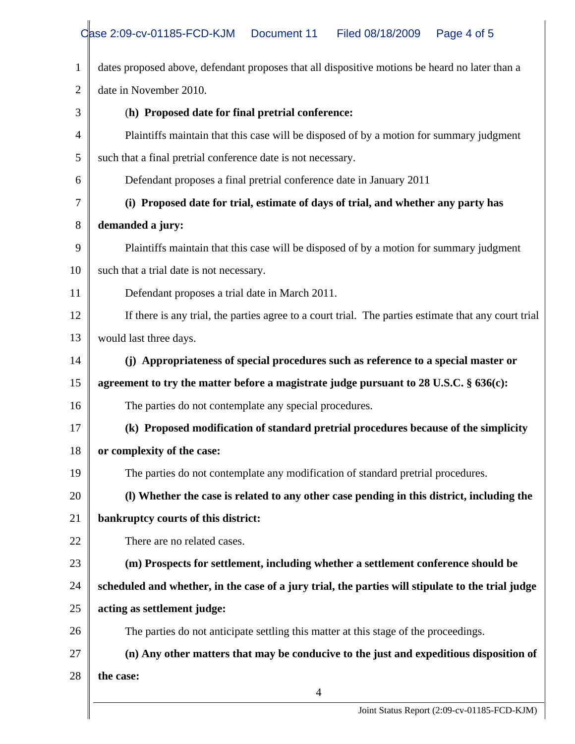dates proposed above, defendant proposes that all dispositive motions be heard no later than a date in November 2010.

**(h) Proposed date for final pretrial conference:**

Plaintiffs maintain that this case will be disposed of by a motion for summary judgment such that a final pretrial conference date is not necessary.

Defendant proposes a final pretrial conference date in January 2011

**(i) Proposed date for trial, estimate of days of trial, and whether any party has demanded a jury:**

Plaintiffs maintain that this case will be disposed of by a motion for summary judgment such that a trial date is not necessary.

Defendant proposes a trial date in March 2011.

If there is any trial, the parties agree to a court trial. The parties estimate that any court trial would last three days.

**(j) Appropriateness of special procedures such as reference to a special master or agreement to try the matter before a magistrate judge pursuant to 28 U.S.C. § 636(c):**

The parties do not contemplate any special procedures.

**(k) Proposed modification of standard pretrial procedures because of the simplicity or complexity of the case:**

The parties do not contemplate any modification of standard pretrial procedures.

**(l) Whether the case is related to any other case pending in this district, including the bankruptcy courts of this district:**

There are no related cases.

**(m) Prospects for settlement, including whether a settlement conference should be scheduled and whether, in the case of a jury trial, the parties will stipulate to the trial judge acting as settlement judge:**

The parties do not anticipate settling this matter at this stage of the proceedings.

**(n) Any other matters that may be conducive to the just and expeditious disposition of the case:**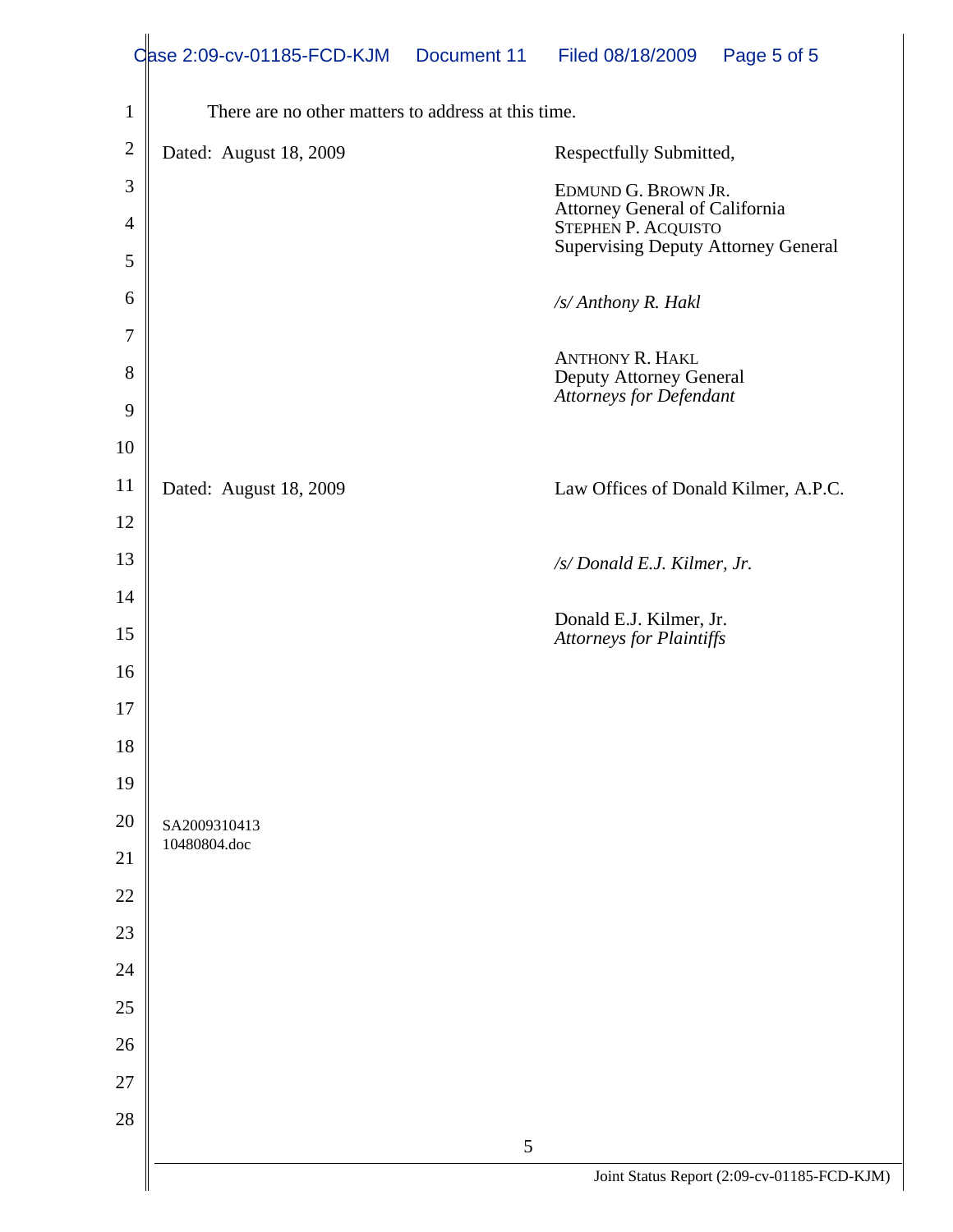There are no other matters to address at this time.

Dated: August 18, 2009

Respectfully Submitted,

EDMUND G. BROWN JR.
Attorney General of California
STEPHEN P. ACQUISTO
Supervising Deputy Attorney General

*/s/ Anthony R. Hakl*

ANTHONY R. HAKL
Deputy Attorney General
*Attorneys for Defendant*

Dated: August 18, 2009

Law Offices of Donald Kilmer, A.P.C.

*/s/ Donald E.J. Kilmer, Jr.*

Donald E.J. Kilmer, Jr.
*Attorneys for Plaintiffs*

SA2009310413
10480804.doc